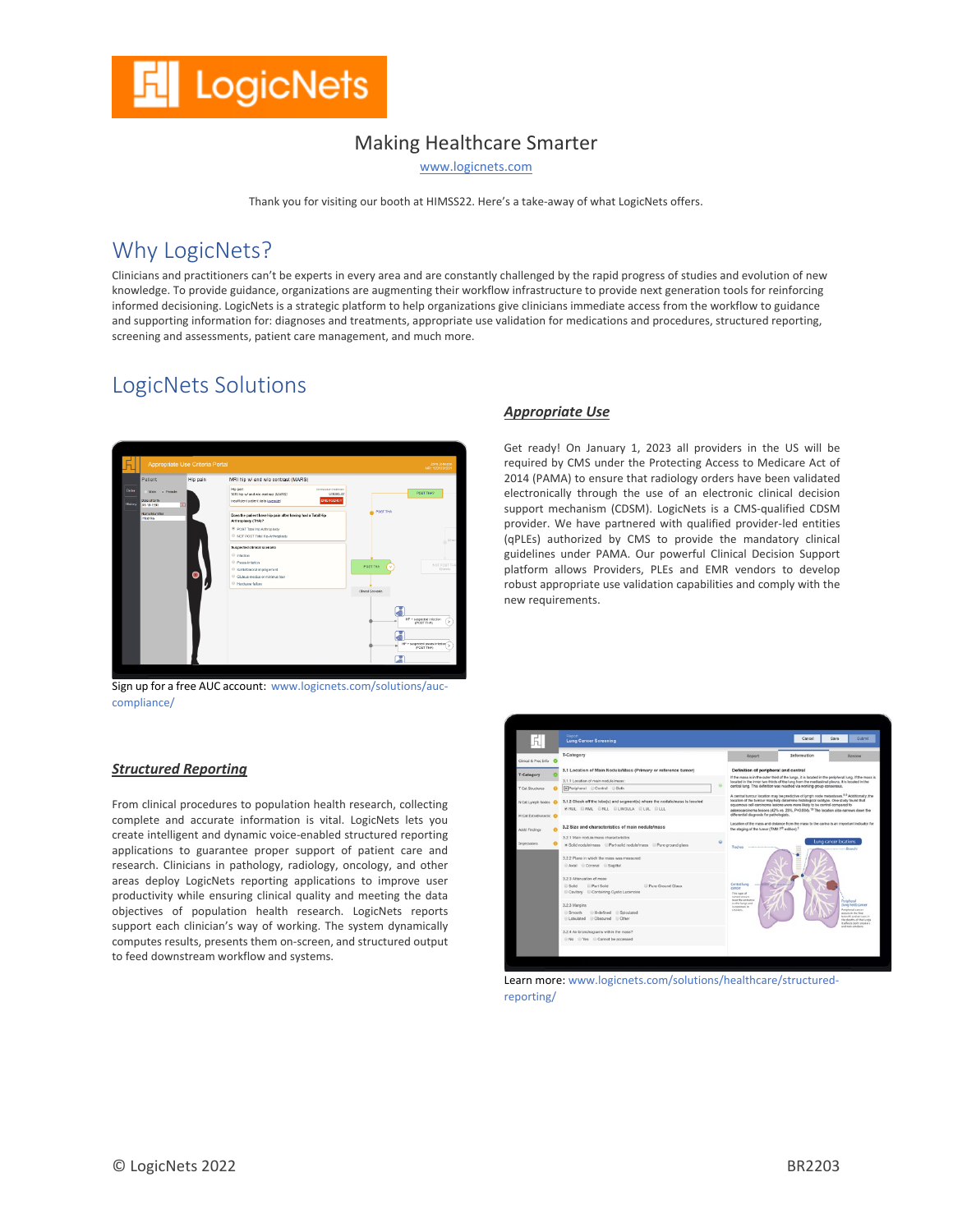LogicNets

Making Healthcare Smarter

www.logicnets.com

Thank you for visiting our booth at HIMSS22. Here's a take-away of what LogicNets offers.

## Why LogicNets?

Clinicians and practitioners can't be experts in every area and are constantly challenged by the rapid progress of studies and evolution of new knowledge. To provide guidance, organizations are augmenting their workflow infrastructure to provide next generation tools for reinforcing informed decisioning. LogicNets is a strategic platform to help organizations give clinicians immediate access from the workflow to guidance and supporting information for: diagnoses and treatments, appropriate use validation for medications and procedures, structured reporting, screening and assessments, patient care management, and much more.

## LogicNets Solutions

### ***Appropriate Use***

Get ready! On January 1, 2023 all providers in the US will be required by CMS under the Protecting Access to Medicare Act of 2014 (PAMA) to ensure that radiology orders have been validated electronically through the use of an electronic clinical decision support mechanism (CDSM). LogicNets is a CMS-qualified CDSM provider. We have partnered with qualified provider-led entities (qPLEs) authorized by CMS to provide the mandatory clinical guidelines under PAMA. Our powerful Clinical Decision Support platform allows Providers, PLEs and EMR vendors to develop robust appropriate use validation capabilities and comply with the new requirements.

Sign up for a free AUC account: www.logicnets.com/solutions/auc-compliance/

### ***Structured Reporting***

From clinical procedures to population health research, collecting complete and accurate information is vital. LogicNets lets you create intelligent and dynamic voice-enabled structured reporting applications to guarantee proper support of patient care and research. Clinicians in pathology, radiology, oncology, and other areas deploy LogicNets reporting applications to improve user productivity while ensuring clinical quality and meeting the data objectives of population health research. LogicNets reports support each clinician's way of working. The system dynamically computes results, presents them on-screen, and structured output to feed downstream workflow and systems.

Learn more: www.logicnets.com/solutions/healthcare/structured-reporting/

© LogicNets 2022

BR2203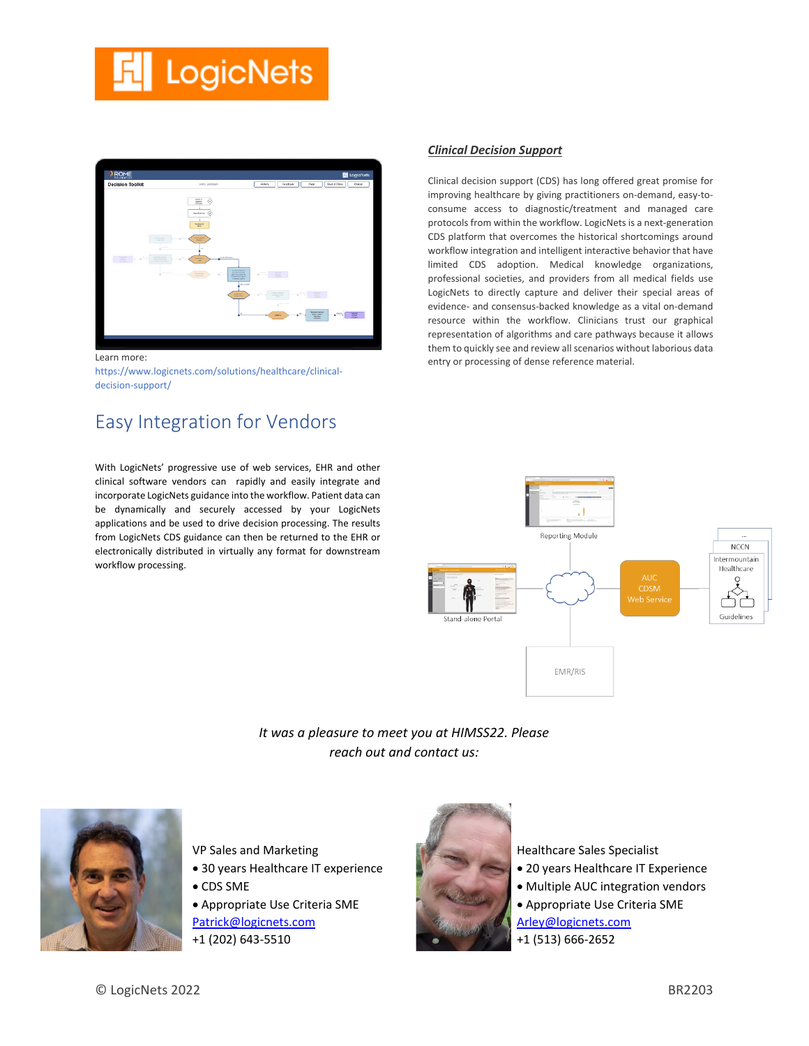# LogicNets

Learn more:
https://www.logicnets.com/solutions/healthcare/clinical-decision-support/

## *Clinical Decision Support*

Clinical decision support (CDS) has long offered great promise for improving healthcare by giving practitioners on-demand, easy-to-consume access to diagnostic/treatment and managed care protocols from within the workflow. LogicNets is a next-generation CDS platform that overcomes the historical shortcomings around workflow integration and intelligent interactive behavior that have limited CDS adoption. Medical knowledge organizations, professional societies, and providers from all medical fields use LogicNets to directly capture and deliver their special areas of evidence- and consensus-backed knowledge as a vital on-demand resource within the workflow. Clinicians trust our graphical representation of algorithms and care pathways because it allows them to quickly see and review all scenarios without laborious data entry or processing of dense reference material.

## Easy Integration for Vendors

With LogicNets' progressive use of web services, EHR and other clinical software vendors can rapidly and easily integrate and incorporate LogicNets guidance into the workflow. Patient data can be dynamically and securely accessed by your LogicNets applications and be used to drive decision processing. The results from LogicNets CDS guidance can then be returned to the EHR or electronically distributed in virtually any format for downstream workflow processing.

Reporting Module

Stand-alone Portal

AUC CDSM Web Service

...

NCCN

Intermountain Healthcare

Guidelines

EMR/RIS

*It was a pleasure to meet you at HIMSS22. Please reach out and contact us:*

VP Sales and Marketing
- 30 years Healthcare IT experience
- CDS SME
- Appropriate Use Criteria SME

Patrick@logicnets.com
+1 (202) 643-5510

Healthcare Sales Specialist
- 20 years Healthcare IT Experience
- Multiple AUC integration vendors
- Appropriate Use Criteria SME

Arley@logicnets.com
+1 (513) 666-2652

© LogicNets 2022

BR2203